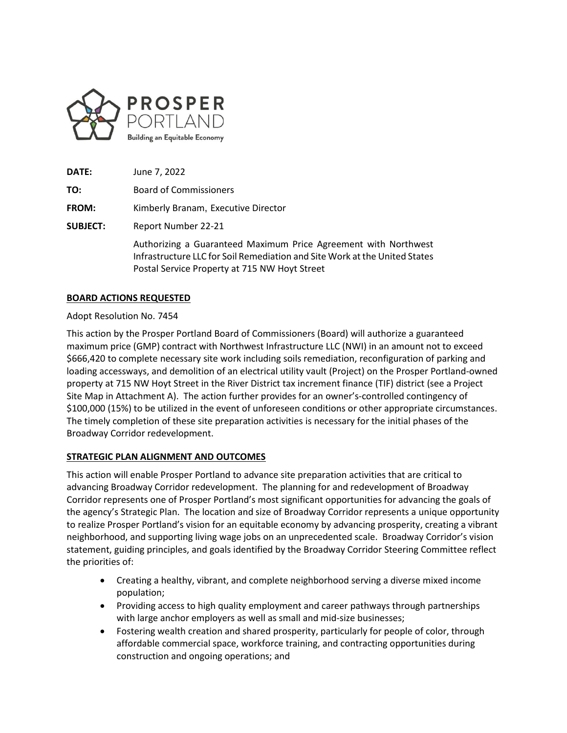**PROSPER PORTLAND**
Building an Equitable Economy

**DATE:** June 7, 2022

**TO:** Board of Commissioners

**FROM:** Kimberly Branam, Executive Director

**SUBJECT:** Report Number 22-21

Authorizing a Guaranteed Maximum Price Agreement with Northwest Infrastructure LLC for Soil Remediation and Site Work at the United States Postal Service Property at 715 NW Hoyt Street

## BOARD ACTIONS REQUESTED

Adopt Resolution No. 7454

This action by the Prosper Portland Board of Commissioners (Board) will authorize a guaranteed maximum price (GMP) contract with Northwest Infrastructure LLC (NWI) in an amount not to exceed $666,420 to complete necessary site work including soils remediation, reconfiguration of parking and loading accessways, and demolition of an electrical utility vault (Project) on the Prosper Portland-owned property at 715 NW Hoyt Street in the River District tax increment finance (TIF) district (see a Project Site Map in Attachment A). The action further provides for an owner's-controlled contingency of $100,000 (15%) to be utilized in the event of unforeseen conditions or other appropriate circumstances. The timely completion of these site preparation activities is necessary for the initial phases of the Broadway Corridor redevelopment.

## STRATEGIC PLAN ALIGNMENT AND OUTCOMES

This action will enable Prosper Portland to advance site preparation activities that are critical to advancing Broadway Corridor redevelopment. The planning for and redevelopment of Broadway Corridor represents one of Prosper Portland's most significant opportunities for advancing the goals of the agency's Strategic Plan. The location and size of Broadway Corridor represents a unique opportunity to realize Prosper Portland's vision for an equitable economy by advancing prosperity, creating a vibrant neighborhood, and supporting living wage jobs on an unprecedented scale. Broadway Corridor's vision statement, guiding principles, and goals identified by the Broadway Corridor Steering Committee reflect the priorities of:

- Creating a healthy, vibrant, and complete neighborhood serving a diverse mixed income population;
- Providing access to high quality employment and career pathways through partnerships with large anchor employers as well as small and mid-size businesses;
- Fostering wealth creation and shared prosperity, particularly for people of color, through affordable commercial space, workforce training, and contracting opportunities during construction and ongoing operations; and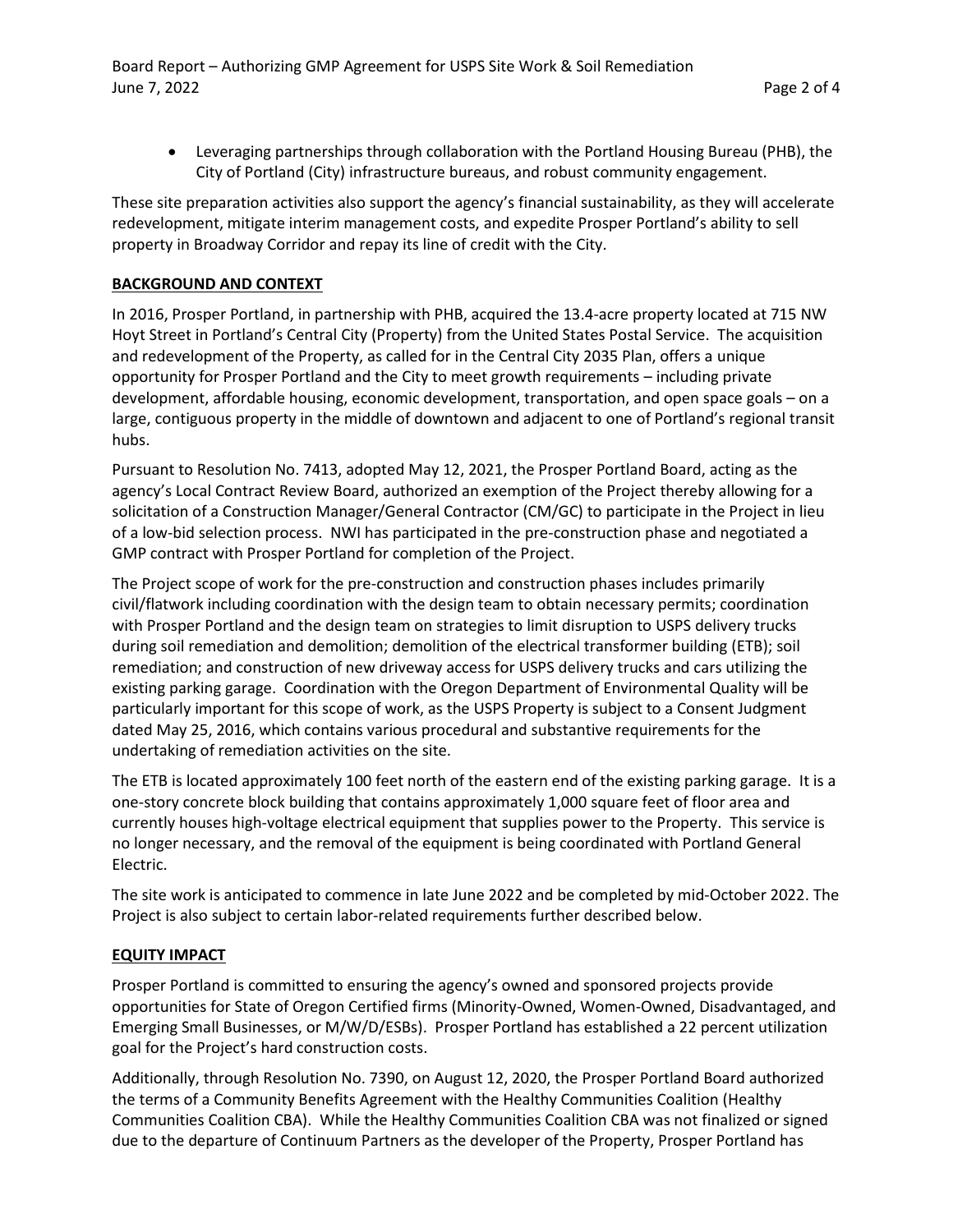- Leveraging partnerships through collaboration with the Portland Housing Bureau (PHB), the City of Portland (City) infrastructure bureaus, and robust community engagement.

These site preparation activities also support the agency's financial sustainability, as they will accelerate redevelopment, mitigate interim management costs, and expedite Prosper Portland's ability to sell property in Broadway Corridor and repay its line of credit with the City.

## BACKGROUND AND CONTEXT

In 2016, Prosper Portland, in partnership with PHB, acquired the 13.4-acre property located at 715 NW Hoyt Street in Portland's Central City (Property) from the United States Postal Service. The acquisition and redevelopment of the Property, as called for in the Central City 2035 Plan, offers a unique opportunity for Prosper Portland and the City to meet growth requirements – including private development, affordable housing, economic development, transportation, and open space goals – on a large, contiguous property in the middle of downtown and adjacent to one of Portland's regional transit hubs.

Pursuant to Resolution No. 7413, adopted May 12, 2021, the Prosper Portland Board, acting as the agency's Local Contract Review Board, authorized an exemption of the Project thereby allowing for a solicitation of a Construction Manager/General Contractor (CM/GC) to participate in the Project in lieu of a low-bid selection process. NWI has participated in the pre-construction phase and negotiated a GMP contract with Prosper Portland for completion of the Project.

The Project scope of work for the pre-construction and construction phases includes primarily civil/flatwork including coordination with the design team to obtain necessary permits; coordination with Prosper Portland and the design team on strategies to limit disruption to USPS delivery trucks during soil remediation and demolition; demolition of the electrical transformer building (ETB); soil remediation; and construction of new driveway access for USPS delivery trucks and cars utilizing the existing parking garage. Coordination with the Oregon Department of Environmental Quality will be particularly important for this scope of work, as the USPS Property is subject to a Consent Judgment dated May 25, 2016, which contains various procedural and substantive requirements for the undertaking of remediation activities on the site.

The ETB is located approximately 100 feet north of the eastern end of the existing parking garage. It is a one-story concrete block building that contains approximately 1,000 square feet of floor area and currently houses high-voltage electrical equipment that supplies power to the Property. This service is no longer necessary, and the removal of the equipment is being coordinated with Portland General Electric.

The site work is anticipated to commence in late June 2022 and be completed by mid-October 2022. The Project is also subject to certain labor-related requirements further described below.

## EQUITY IMPACT

Prosper Portland is committed to ensuring the agency's owned and sponsored projects provide opportunities for State of Oregon Certified firms (Minority-Owned, Women-Owned, Disadvantaged, and Emerging Small Businesses, or M/W/D/ESBs). Prosper Portland has established a 22 percent utilization goal for the Project's hard construction costs.

Additionally, through Resolution No. 7390, on August 12, 2020, the Prosper Portland Board authorized the terms of a Community Benefits Agreement with the Healthy Communities Coalition (Healthy Communities Coalition CBA). While the Healthy Communities Coalition CBA was not finalized or signed due to the departure of Continuum Partners as the developer of the Property, Prosper Portland has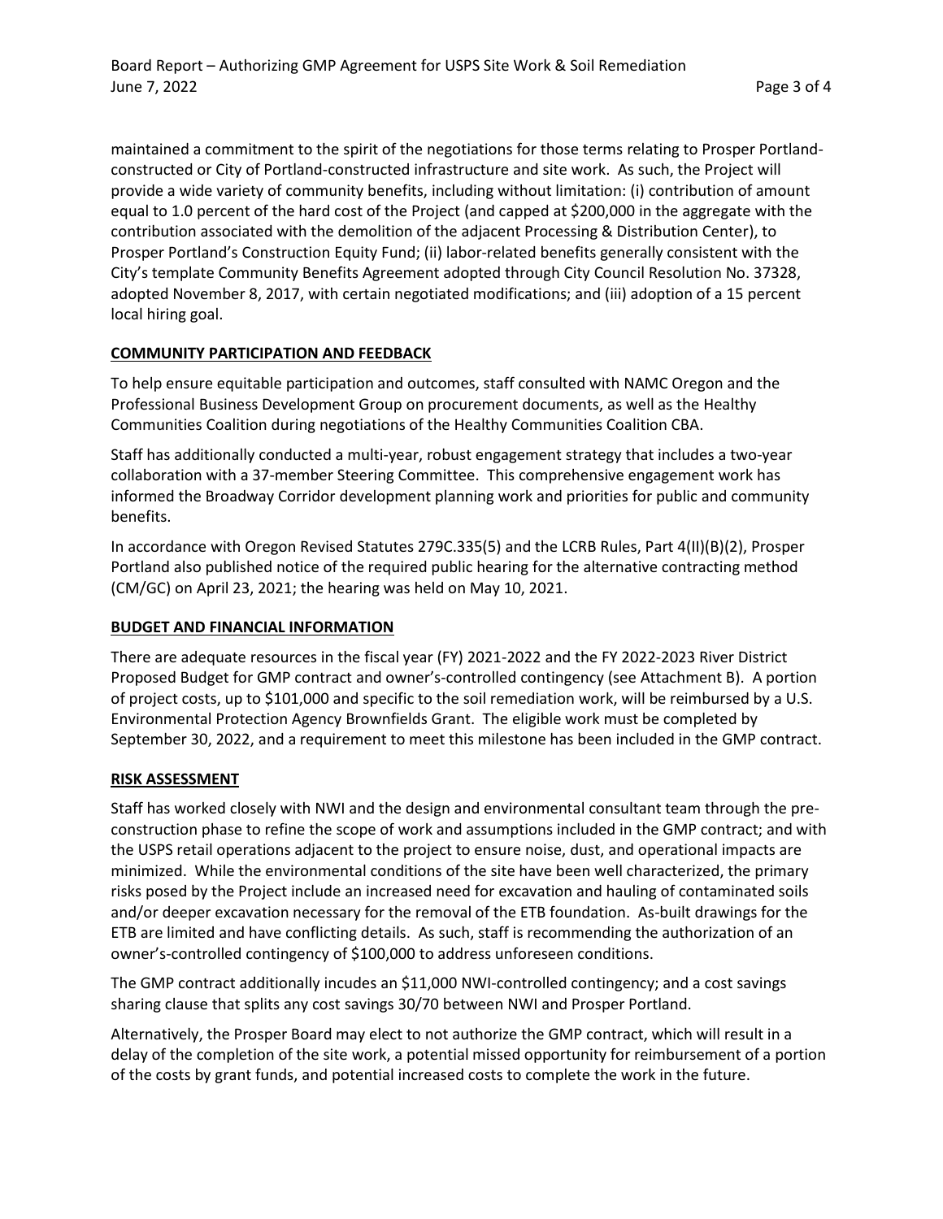maintained a commitment to the spirit of the negotiations for those terms relating to Prosper Portland-constructed or City of Portland-constructed infrastructure and site work. As such, the Project will provide a wide variety of community benefits, including without limitation: (i) contribution of amount equal to 1.0 percent of the hard cost of the Project (and capped at $200,000 in the aggregate with the contribution associated with the demolition of the adjacent Processing & Distribution Center), to Prosper Portland's Construction Equity Fund; (ii) labor-related benefits generally consistent with the City's template Community Benefits Agreement adopted through City Council Resolution No. 37328, adopted November 8, 2017, with certain negotiated modifications; and (iii) adoption of a 15 percent local hiring goal.

## COMMUNITY PARTICIPATION AND FEEDBACK

To help ensure equitable participation and outcomes, staff consulted with NAMC Oregon and the Professional Business Development Group on procurement documents, as well as the Healthy Communities Coalition during negotiations of the Healthy Communities Coalition CBA.

Staff has additionally conducted a multi-year, robust engagement strategy that includes a two-year collaboration with a 37-member Steering Committee. This comprehensive engagement work has informed the Broadway Corridor development planning work and priorities for public and community benefits.

In accordance with Oregon Revised Statutes 279C.335(5) and the LCRB Rules, Part 4(II)(B)(2), Prosper Portland also published notice of the required public hearing for the alternative contracting method (CM/GC) on April 23, 2021; the hearing was held on May 10, 2021.

## BUDGET AND FINANCIAL INFORMATION

There are adequate resources in the fiscal year (FY) 2021-2022 and the FY 2022-2023 River District Proposed Budget for GMP contract and owner's-controlled contingency (see Attachment B). A portion of project costs, up to $101,000 and specific to the soil remediation work, will be reimbursed by a U.S. Environmental Protection Agency Brownfields Grant. The eligible work must be completed by September 30, 2022, and a requirement to meet this milestone has been included in the GMP contract.

## RISK ASSESSMENT

Staff has worked closely with NWI and the design and environmental consultant team through the pre-construction phase to refine the scope of work and assumptions included in the GMP contract; and with the USPS retail operations adjacent to the project to ensure noise, dust, and operational impacts are minimized. While the environmental conditions of the site have been well characterized, the primary risks posed by the Project include an increased need for excavation and hauling of contaminated soils and/or deeper excavation necessary for the removal of the ETB foundation. As-built drawings for the ETB are limited and have conflicting details. As such, staff is recommending the authorization of an owner's-controlled contingency of $100,000 to address unforeseen conditions.

The GMP contract additionally incudes an $11,000 NWI-controlled contingency; and a cost savings sharing clause that splits any cost savings 30/70 between NWI and Prosper Portland.

Alternatively, the Prosper Board may elect to not authorize the GMP contract, which will result in a delay of the completion of the site work, a potential missed opportunity for reimbursement of a portion of the costs by grant funds, and potential increased costs to complete the work in the future.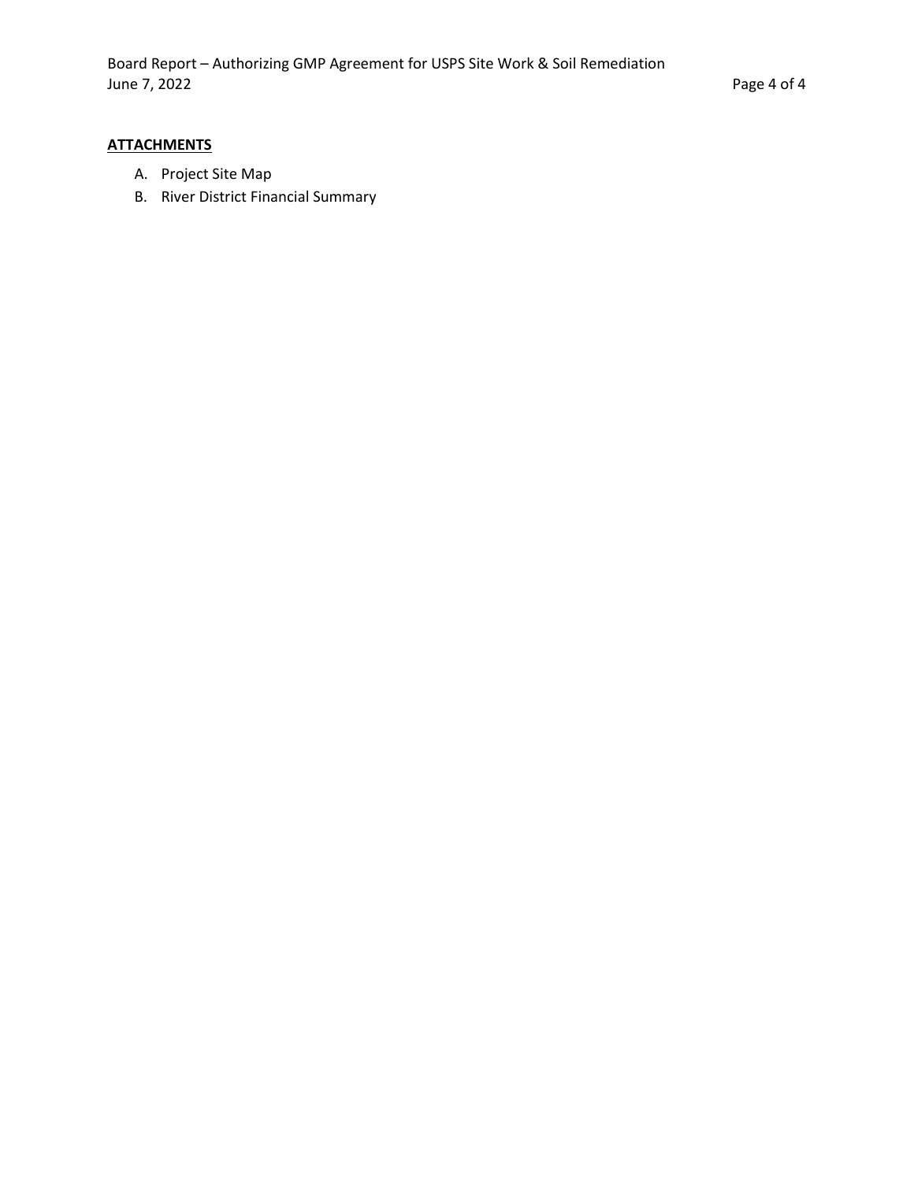**ATTACHMENTS**

A. Project Site Map
B. River District Financial Summary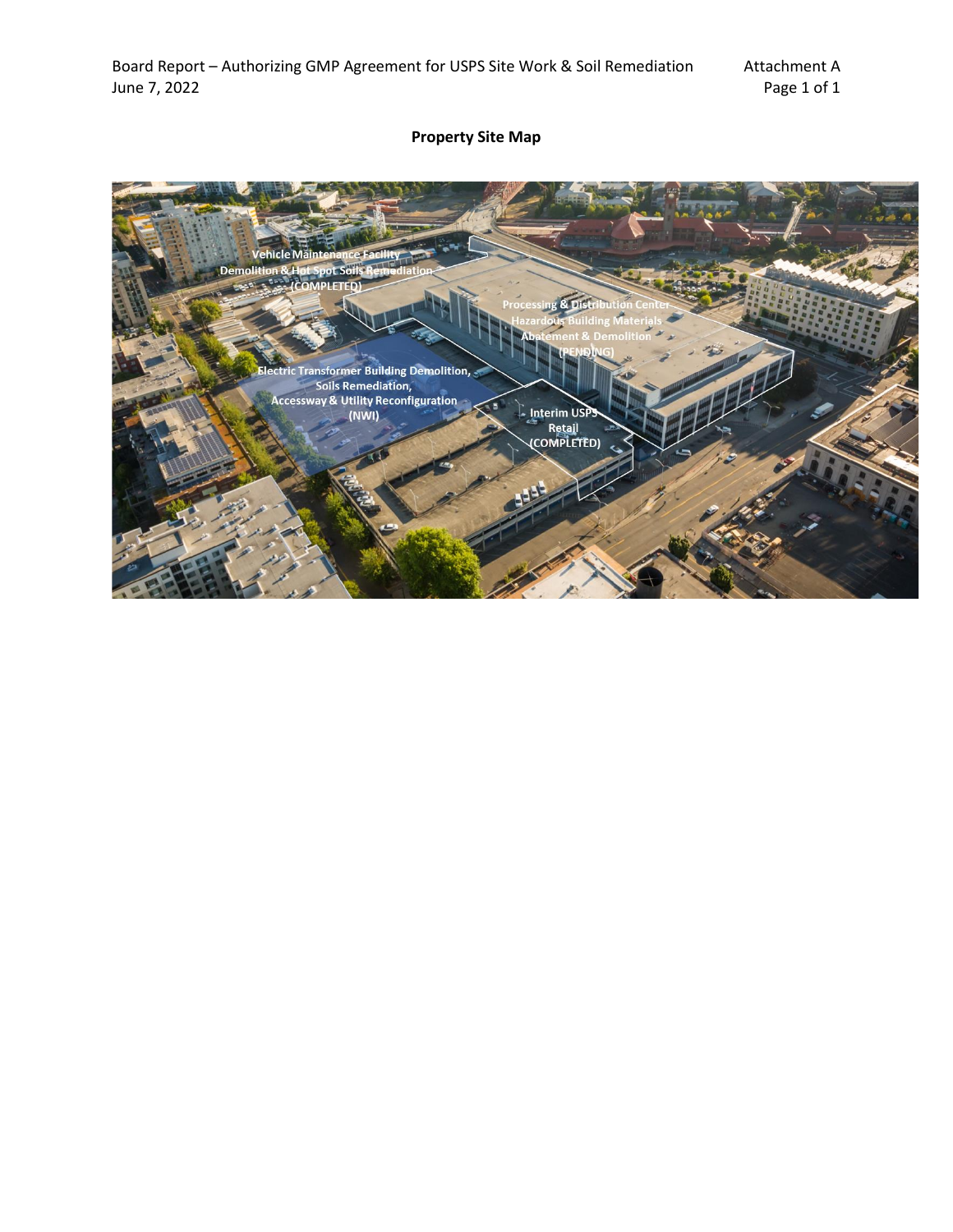**Property Site Map**

Vehicle Maintenance Facility
Demolition & Hot Spot Soils Remediation
(COMPLETED)

Processing & Distribution Center
Hazardous Building Materials
Abatement & Demolition
(PENDING)

Electric Transformer Building Demolition,
Soils Remediation,
Accessway & Utility Reconfiguration
(NWI)

Interim USPS
Retail
(COMPLETED)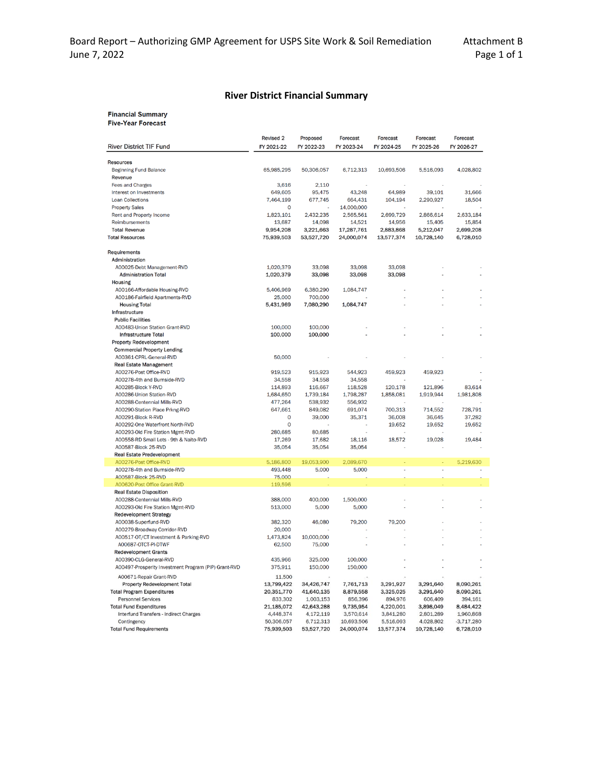## River District Financial Summary

**Financial Summary**
**Five-Year Forecast**

| River District TIF Fund | Revised 2 FY 2021-22 | Proposed FY 2022-23 | Forecast FY 2023-24 | Forecast FY 2024-25 | Forecast FY 2025-26 | Forecast FY 2026-27 |
|---|---|---|---|---|---|---|
| **Resources** | | | | | | |
| Beginning Fund Balance | 65,985,295 | 50,306,057 | 6,712,313 | 10,693,506 | 5,516,093 | 4,028,802 |
| **Revenue** | | | | | | |
| Fees and Charges | 3,616 | 2,110 | - | - | - | - |
| Interest on Investments | 649,605 | 95,475 | 43,248 | 64,989 | 39,101 | 31,666 |
| Loan Collections | 7,464,199 | 677,745 | 664,431 | 104,194 | 2,290,927 | 18,504 |
| Property Sales | 0 | - | 14,000,000 | - | - | - |
| Rent and Property Income | 1,823,101 | 2,432,235 | 2,565,561 | 2,699,729 | 2,866,614 | 2,633,184 |
| Reimbursements | 13,687 | 14,098 | 14,521 | 14,956 | 15,405 | 15,854 |
| **Total Revenue** | 9,954,208 | 3,221,663 | 17,287,761 | 2,883,868 | 5,212,047 | 2,699,208 |
| **Total Resources** | 75,939,503 | 53,527,720 | 24,000,074 | 13,577,374 | 10,728,140 | 6,728,010 |
| **Requirements** | | | | | | |
| **Administration** | | | | | | |
| A00025-Debt Management-RVD | 1,020,379 | 33,098 | 33,098 | 33,098 | - | - |
| **Administration Total** | 1,020,379 | 33,098 | 33,098 | 33,098 | - | - |
| **Housing** | | | | | | |
| A00166-Affordable Housing-RVD | 5,406,969 | 6,380,290 | 1,084,747 | - | - | - |
| A00186-Fairfield Apartments-RVD | 25,000 | 700,000 | - | - | - | - |
| **Housing Total** | 5,431,969 | 7,080,290 | 1,084,747 | - | - | - |
| **Infrastructure** | | | | | | |
| **Public Facilities** | | | | | | |
| A00483-Union Station Grant-RVD | 100,000 | 100,000 | - | - | - | - |
| **Infrastructure Total** | 100,000 | 100,000 | - | - | - | - |
| **Property Redevelopment** | | | | | | |
| **Commercial Property Lending** | | | | | | |
| A00361-CPRL-General-RVD | 50,000 | - | - | - | - | - |
| **Real Estate Management** | | | | | | |
| A00276-Post Office-RVD | 919,523 | 915,923 | 544,923 | 459,923 | 459,923 | - |
| A00278-4th and Burnside-RVD | 34,558 | 34,558 | 34,558 | - | - | - |
| A00285-Block Y-RVD | 114,893 | 116,667 | 118,528 | 120,178 | 121,896 | 83,614 |
| A00286-Union Station-RVD | 1,684,650 | 1,739,184 | 1,798,287 | 1,858,081 | 1,919,944 | 1,981,808 |
| A00288-Centennial Mills-RVD | 477,264 | 538,932 | 556,932 | - | - | - |
| A00290-Station Place Prkng-RVD | 647,661 | 849,082 | 691,074 | 700,313 | 714,552 | 728,791 |
| A00291-Block R-RVD | 0 | 39,000 | 35,371 | 36,008 | 36,645 | 37,282 |
| A00292-One Waterfront North-RVD | 0 | - | - | 19,652 | 19,652 | 19,652 |
| A00293-Old Fire Station Mgmt-RVD | 280,685 | 80,685 | - | - | - | - |
| A00558-RD Small Lots - 9th & Naito-RVD | 17,269 | 17,682 | 18,116 | 18,572 | 19,028 | 19,484 |
| A00587-Block 25-RVD | 35,054 | 35,054 | 35,054 | - | - | - |
| **Real Estate Predevelopment** | | | | | | |
| A00276-Post Office-RVD | 5,186,800 | 19,053,900 | 2,089,670 | - | - | 5,219,630 |
| A00278-4th and Burnside-RVD | 493,448 | 5,000 | 5,000 | - | - | - |
| A00587-Block 25-RVD | 75,000 | - | - | - | - | - |
| A00620-Post Office Grant-RVD | 119,596 | - | - | - | - | - |
| **Real Estate Disposition** | | | | | | |
| A00288-Centennial Mills-RVD | 388,000 | 400,000 | 1,500,000 | - | - | - |
| A00293-Old Fire Station Mgmt-RVD | 513,000 | 5,000 | 5,000 | - | - | - |
| **Redevelopment Strategy** | | | | | | |
| A00038-Superfund-RVD | 382,320 | 46,080 | 79,200 | 79,200 | - | - |
| A00279-Broadway Corridor-RVD | 20,000 | - | - | - | - | - |
| A00517-OT/CT Investment & Parking-RVD | 1,473,824 | 10,000,000 | - | - | - | - |
| A00687-OTCT-PI-DTWF | 62,500 | 75,000 | - | - | - | - |
| **Redevelopment Grants** | | | | | | |
| A00390-CLG-General-RVD | 435,966 | 325,000 | 100,000 | - | - | - |
| A00497-Prosperity Investment Program (PIP) Grant-RVD | 375,911 | 150,000 | 150,000 | - | - | - |
| A00671-Repair Grant-RVD | 11,500 | - | - | - | - | - |
| **Property Redevelopment Total** | 13,799,422 | 34,426,747 | 7,761,713 | 3,291,927 | 3,291,640 | 8,090,261 |
| **Total Program Expenditures** | 20,351,770 | 41,640,135 | 8,879,558 | 3,325,025 | 3,291,640 | 8,090,261 |
| Personnel Services | 833,302 | 1,003,153 | 856,396 | 894,976 | 606,409 | 394,161 |
| **Total Fund Expenditures** | 21,185,072 | 42,643,288 | 9,735,954 | 4,220,001 | 3,898,049 | 8,484,422 |
| Interfund Transfers - Indirect Charges | 4,448,374 | 4,172,119 | 3,570,614 | 3,841,280 | 2,801,289 | 1,960,868 |
| Contingency | 50,306,057 | 6,712,313 | 10,693,506 | 5,516,093 | 4,028,802 | -3,717,280 |
| **Total Fund Requirements** | 75,939,503 | 53,527,720 | 24,000,074 | 13,577,374 | 10,728,140 | 6,728,010 |